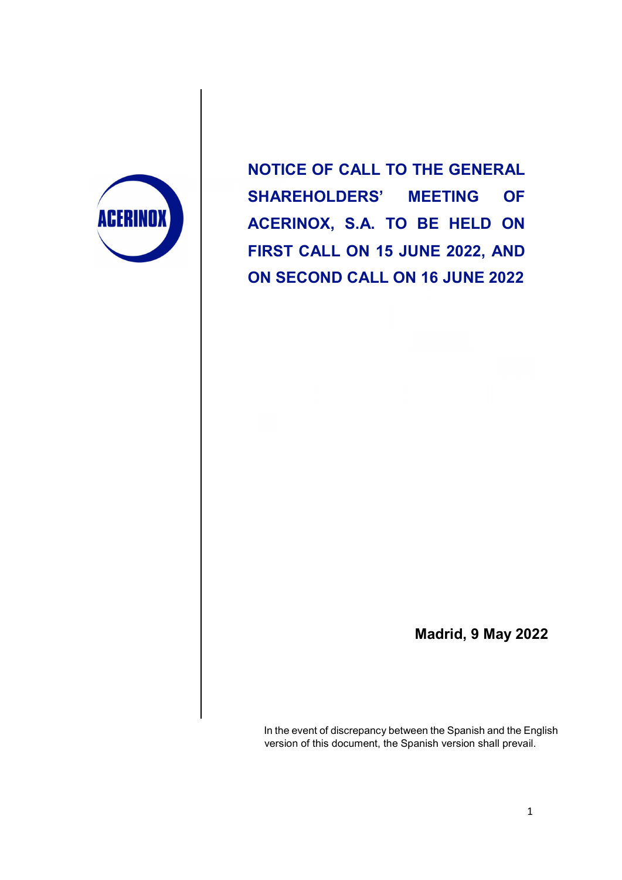ACERINOX

# NOTICE OF CALL TO THE GENERAL SHAREHOLDERS' MEETING OF ACERINOX, S.A. TO BE HELD ON FIRST CALL ON 15 JUNE 2022, AND ON SECOND CALL ON 16 JUNE 2022

**Madrid, 9 May 2022**

In the event of discrepancy between the Spanish and the English version of this document, the Spanish version shall prevail.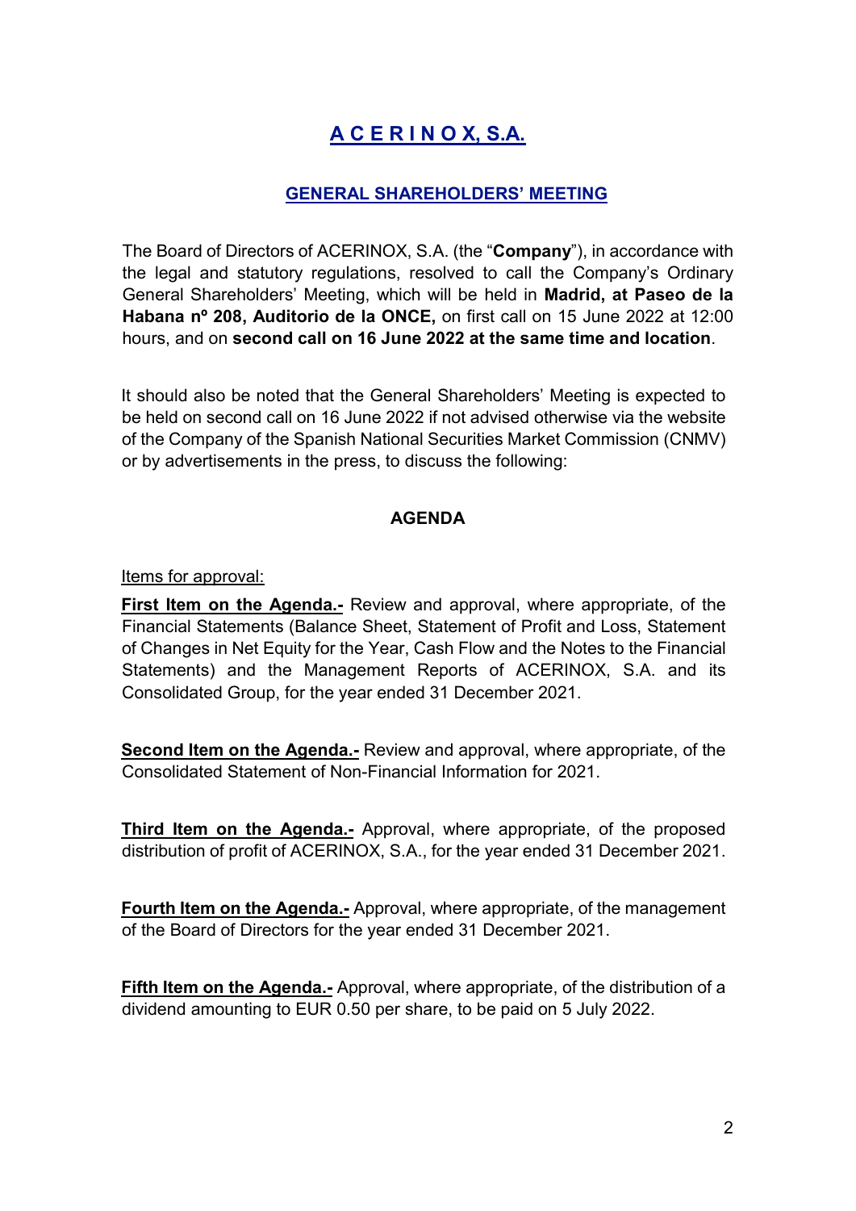# A C E R I N O X, S.A.

## GENERAL SHAREHOLDERS' MEETING

The Board of Directors of ACERINOX, S.A. (the "**Company**"), in accordance with the legal and statutory regulations, resolved to call the Company's Ordinary General Shareholders' Meeting, which will be held in **Madrid, at Paseo de la Habana nº 208, Auditorio de la ONCE,** on first call on 15 June 2022 at 12:00 hours, and on **second call on 16 June 2022 at the same time and location**.

It should also be noted that the General Shareholders' Meeting is expected to be held on second call on 16 June 2022 if not advised otherwise via the website of the Company of the Spanish National Securities Market Commission (CNMV) or by advertisements in the press, to discuss the following:

### AGENDA

Items for approval:

**First Item on the Agenda.-** Review and approval, where appropriate, of the Financial Statements (Balance Sheet, Statement of Profit and Loss, Statement of Changes in Net Equity for the Year, Cash Flow and the Notes to the Financial Statements) and the Management Reports of ACERINOX, S.A. and its Consolidated Group, for the year ended 31 December 2021.

**Second Item on the Agenda.-** Review and approval, where appropriate, of the Consolidated Statement of Non-Financial Information for 2021.

**Third Item on the Agenda.-** Approval, where appropriate, of the proposed distribution of profit of ACERINOX, S.A., for the year ended 31 December 2021.

**Fourth Item on the Agenda.-** Approval, where appropriate, of the management of the Board of Directors for the year ended 31 December 2021.

**Fifth Item on the Agenda.-** Approval, where appropriate, of the distribution of a dividend amounting to EUR 0.50 per share, to be paid on 5 July 2022.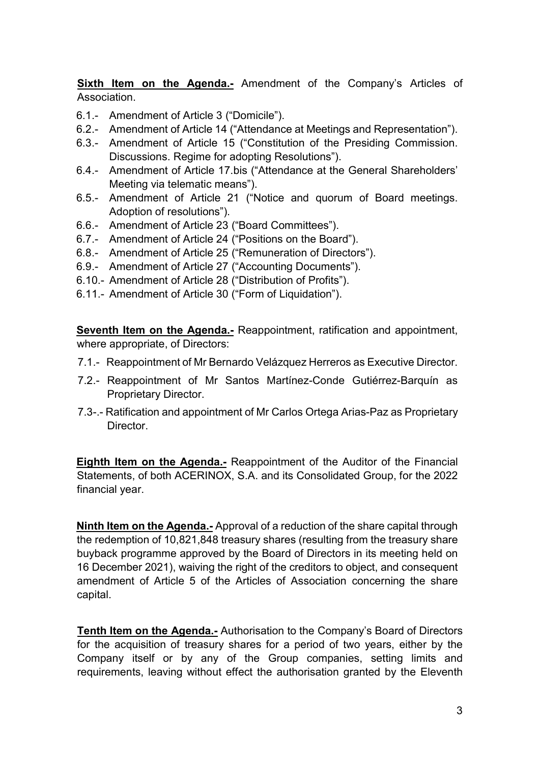**<u>Sixth Item on the Agenda.-</u>** Amendment of the Company's Articles of Association.

- 6.1.- Amendment of Article 3 ("Domicile").
- 6.2.- Amendment of Article 14 ("Attendance at Meetings and Representation").
- 6.3.- Amendment of Article 15 ("Constitution of the Presiding Commission. Discussions. Regime for adopting Resolutions").
- 6.4.- Amendment of Article 17.bis ("Attendance at the General Shareholders' Meeting via telematic means").
- 6.5.- Amendment of Article 21 ("Notice and quorum of Board meetings. Adoption of resolutions").
- 6.6.- Amendment of Article 23 ("Board Committees").
- 6.7.- Amendment of Article 24 ("Positions on the Board").
- 6.8.- Amendment of Article 25 ("Remuneration of Directors").
- 6.9.- Amendment of Article 27 ("Accounting Documents").
- 6.10.- Amendment of Article 28 ("Distribution of Profits").
- 6.11.- Amendment of Article 30 ("Form of Liquidation").

**<u>Seventh Item on the Agenda.-</u>** Reappointment, ratification and appointment, where appropriate, of Directors:

- 7.1.- Reappointment of Mr Bernardo Velázquez Herreros as Executive Director.
- 7.2.- Reappointment of Mr Santos Martínez-Conde Gutiérrez-Barquín as Proprietary Director.
- 7.3-.- Ratification and appointment of Mr Carlos Ortega Arias-Paz as Proprietary Director.

**<u>Eighth Item on the Agenda.-</u>** Reappointment of the Auditor of the Financial Statements, of both ACERINOX, S.A. and its Consolidated Group, for the 2022 financial year.

**<u>Ninth Item on the Agenda.-</u>** Approval of a reduction of the share capital through the redemption of 10,821,848 treasury shares (resulting from the treasury share buyback programme approved by the Board of Directors in its meeting held on 16 December 2021), waiving the right of the creditors to object, and consequent amendment of Article 5 of the Articles of Association concerning the share capital.

**<u>Tenth Item on the Agenda.-</u>** Authorisation to the Company's Board of Directors for the acquisition of treasury shares for a period of two years, either by the Company itself or by any of the Group companies, setting limits and requirements, leaving without effect the authorisation granted by the Eleventh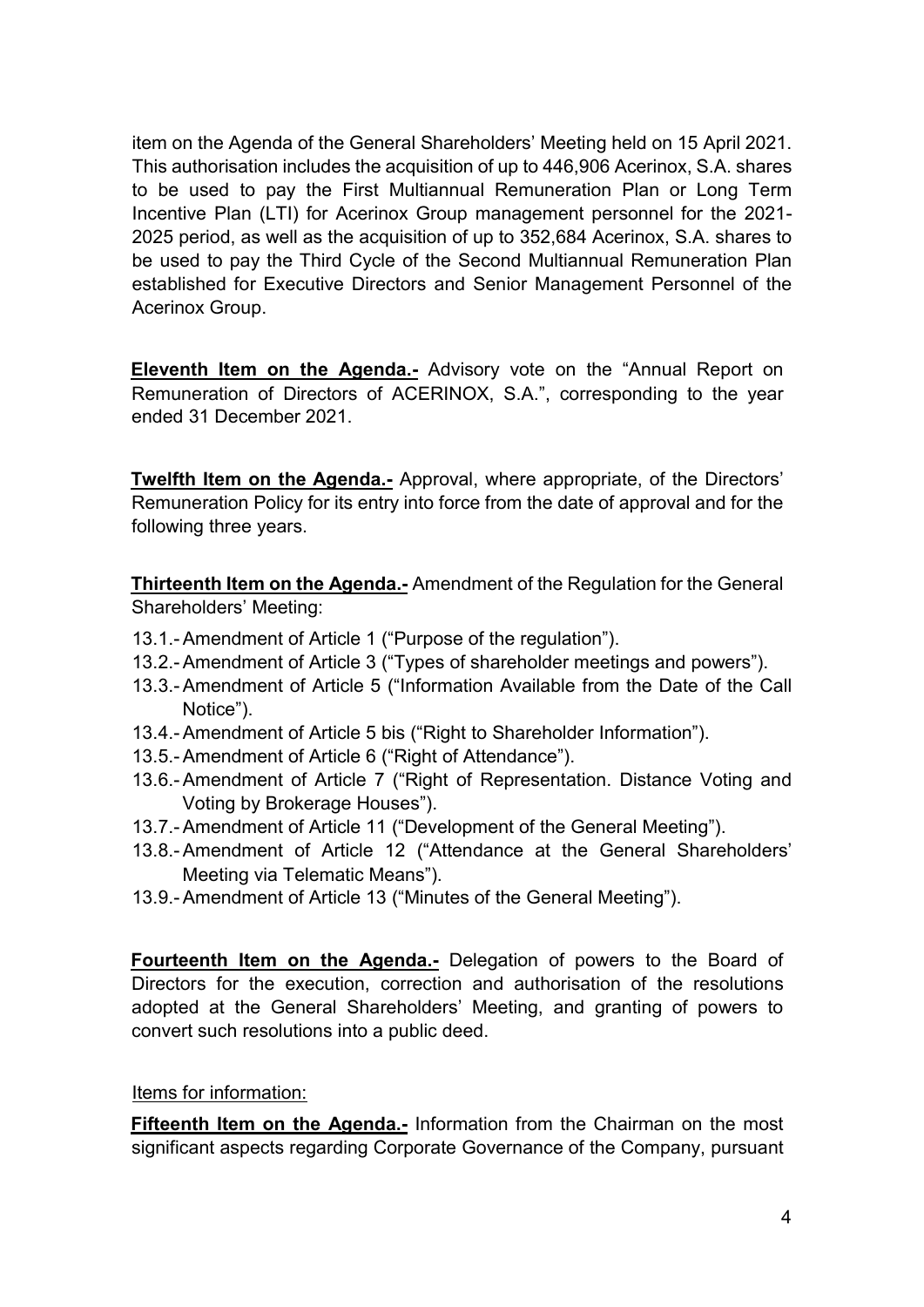item on the Agenda of the General Shareholders' Meeting held on 15 April 2021. This authorisation includes the acquisition of up to 446,906 Acerinox, S.A. shares to be used to pay the First Multiannual Remuneration Plan or Long Term Incentive Plan (LTI) for Acerinox Group management personnel for the 2021-2025 period, as well as the acquisition of up to 352,684 Acerinox, S.A. shares to be used to pay the Third Cycle of the Second Multiannual Remuneration Plan established for Executive Directors and Senior Management Personnel of the Acerinox Group.

**Eleventh Item on the Agenda.-** Advisory vote on the "Annual Report on Remuneration of Directors of ACERINOX, S.A.", corresponding to the year ended 31 December 2021.

**Twelfth Item on the Agenda.-** Approval, where appropriate, of the Directors' Remuneration Policy for its entry into force from the date of approval and for the following three years.

**Thirteenth Item on the Agenda.-** Amendment of the Regulation for the General Shareholders' Meeting:

- 13.1.- Amendment of Article 1 ("Purpose of the regulation").
- 13.2.- Amendment of Article 3 ("Types of shareholder meetings and powers").
- 13.3.- Amendment of Article 5 ("Information Available from the Date of the Call Notice").
- 13.4.- Amendment of Article 5 bis ("Right to Shareholder Information").
- 13.5.- Amendment of Article 6 ("Right of Attendance").
- 13.6.- Amendment of Article 7 ("Right of Representation. Distance Voting and Voting by Brokerage Houses").
- 13.7.- Amendment of Article 11 ("Development of the General Meeting").
- 13.8.- Amendment of Article 12 ("Attendance at the General Shareholders' Meeting via Telematic Means").
- 13.9.- Amendment of Article 13 ("Minutes of the General Meeting").

**Fourteenth Item on the Agenda.-** Delegation of powers to the Board of Directors for the execution, correction and authorisation of the resolutions adopted at the General Shareholders' Meeting, and granting of powers to convert such resolutions into a public deed.

Items for information:

**Fifteenth Item on the Agenda.-** Information from the Chairman on the most significant aspects regarding Corporate Governance of the Company, pursuant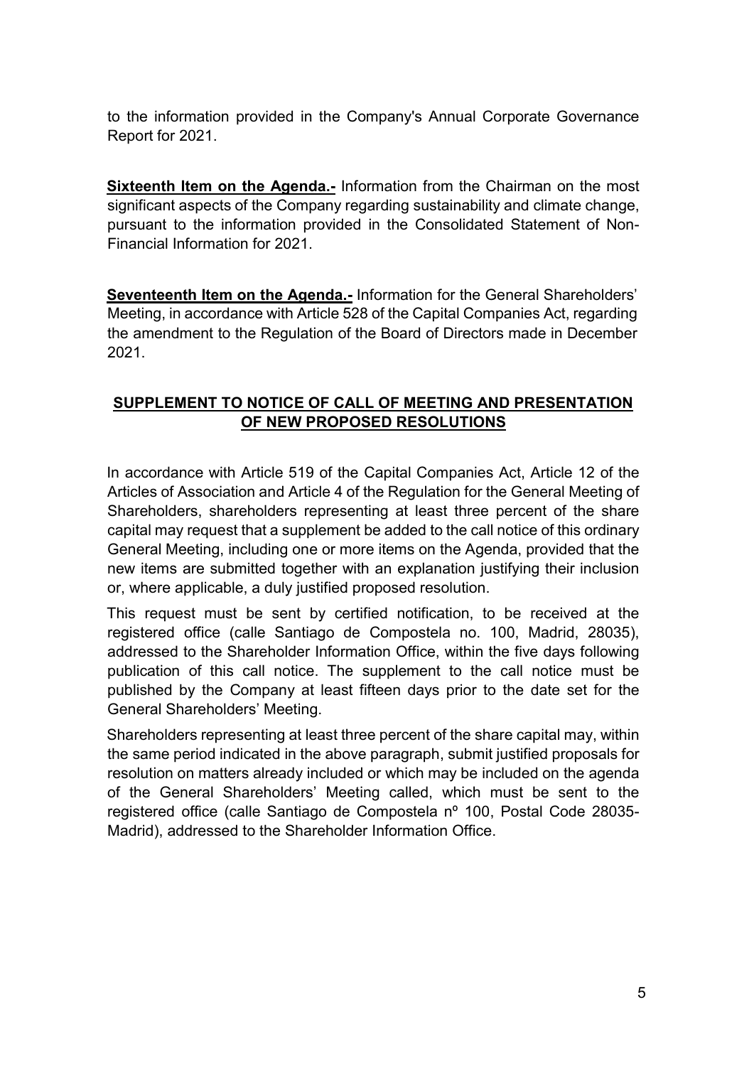to the information provided in the Company's Annual Corporate Governance Report for 2021.

**Sixteenth Item on the Agenda.-** Information from the Chairman on the most significant aspects of the Company regarding sustainability and climate change, pursuant to the information provided in the Consolidated Statement of Non-Financial Information for 2021.

**Seventeenth Item on the Agenda.-** Information for the General Shareholders' Meeting, in accordance with Article 528 of the Capital Companies Act, regarding the amendment to the Regulation of the Board of Directors made in December 2021.

## SUPPLEMENT TO NOTICE OF CALL OF MEETING AND PRESENTATION OF NEW PROPOSED RESOLUTIONS

In accordance with Article 519 of the Capital Companies Act, Article 12 of the Articles of Association and Article 4 of the Regulation for the General Meeting of Shareholders, shareholders representing at least three percent of the share capital may request that a supplement be added to the call notice of this ordinary General Meeting, including one or more items on the Agenda, provided that the new items are submitted together with an explanation justifying their inclusion or, where applicable, a duly justified proposed resolution.

This request must be sent by certified notification, to be received at the registered office (calle Santiago de Compostela no. 100, Madrid, 28035), addressed to the Shareholder Information Office, within the five days following publication of this call notice. The supplement to the call notice must be published by the Company at least fifteen days prior to the date set for the General Shareholders' Meeting.

Shareholders representing at least three percent of the share capital may, within the same period indicated in the above paragraph, submit justified proposals for resolution on matters already included or which may be included on the agenda of the General Shareholders' Meeting called, which must be sent to the registered office (calle Santiago de Compostela nº 100, Postal Code 28035-Madrid), addressed to the Shareholder Information Office.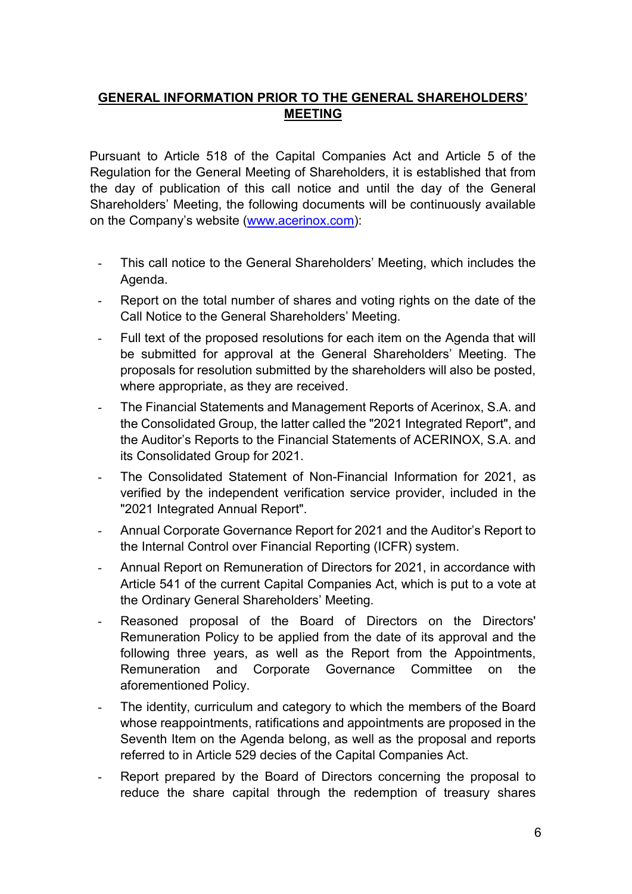## GENERAL INFORMATION PRIOR TO THE GENERAL SHAREHOLDERS' MEETING

Pursuant to Article 518 of the Capital Companies Act and Article 5 of the Regulation for the General Meeting of Shareholders, it is established that from the day of publication of this call notice and until the day of the General Shareholders' Meeting, the following documents will be continuously available on the Company's website (www.acerinox.com):

- This call notice to the General Shareholders' Meeting, which includes the Agenda.
- Report on the total number of shares and voting rights on the date of the Call Notice to the General Shareholders' Meeting.
- Full text of the proposed resolutions for each item on the Agenda that will be submitted for approval at the General Shareholders' Meeting. The proposals for resolution submitted by the shareholders will also be posted, where appropriate, as they are received.
- The Financial Statements and Management Reports of Acerinox, S.A. and the Consolidated Group, the latter called the "2021 Integrated Report", and the Auditor's Reports to the Financial Statements of ACERINOX, S.A. and its Consolidated Group for 2021.
- The Consolidated Statement of Non-Financial Information for 2021, as verified by the independent verification service provider, included in the "2021 Integrated Annual Report".
- Annual Corporate Governance Report for 2021 and the Auditor's Report to the Internal Control over Financial Reporting (ICFR) system.
- Annual Report on Remuneration of Directors for 2021, in accordance with Article 541 of the current Capital Companies Act, which is put to a vote at the Ordinary General Shareholders' Meeting.
- Reasoned proposal of the Board of Directors on the Directors' Remuneration Policy to be applied from the date of its approval and the following three years, as well as the Report from the Appointments, Remuneration and Corporate Governance Committee on the aforementioned Policy.
- The identity, curriculum and category to which the members of the Board whose reappointments, ratifications and appointments are proposed in the Seventh Item on the Agenda belong, as well as the proposal and reports referred to in Article 529 decies of the Capital Companies Act.
- Report prepared by the Board of Directors concerning the proposal to reduce the share capital through the redemption of treasury shares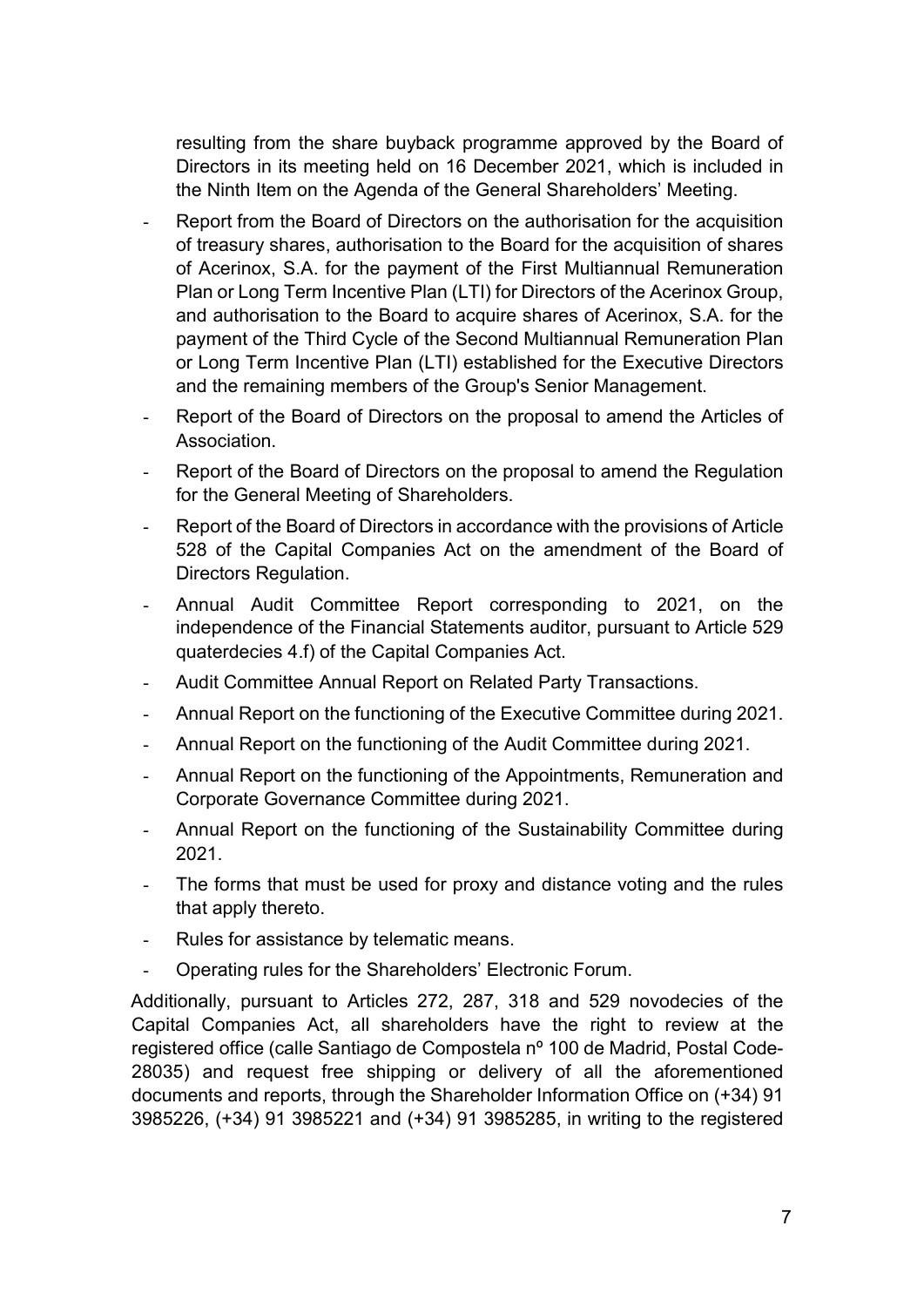resulting from the share buyback programme approved by the Board of Directors in its meeting held on 16 December 2021, which is included in the Ninth Item on the Agenda of the General Shareholders' Meeting.

- Report from the Board of Directors on the authorisation for the acquisition of treasury shares, authorisation to the Board for the acquisition of shares of Acerinox, S.A. for the payment of the First Multiannual Remuneration Plan or Long Term Incentive Plan (LTI) for Directors of the Acerinox Group, and authorisation to the Board to acquire shares of Acerinox, S.A. for the payment of the Third Cycle of the Second Multiannual Remuneration Plan or Long Term Incentive Plan (LTI) established for the Executive Directors and the remaining members of the Group's Senior Management.
- Report of the Board of Directors on the proposal to amend the Articles of Association.
- Report of the Board of Directors on the proposal to amend the Regulation for the General Meeting of Shareholders.
- Report of the Board of Directors in accordance with the provisions of Article 528 of the Capital Companies Act on the amendment of the Board of Directors Regulation.
- Annual Audit Committee Report corresponding to 2021, on the independence of the Financial Statements auditor, pursuant to Article 529 quaterdecies 4.f) of the Capital Companies Act.
- Audit Committee Annual Report on Related Party Transactions.
- Annual Report on the functioning of the Executive Committee during 2021.
- Annual Report on the functioning of the Audit Committee during 2021.
- Annual Report on the functioning of the Appointments, Remuneration and Corporate Governance Committee during 2021.
- Annual Report on the functioning of the Sustainability Committee during 2021.
- The forms that must be used for proxy and distance voting and the rules that apply thereto.
- Rules for assistance by telematic means.
- Operating rules for the Shareholders' Electronic Forum.

Additionally, pursuant to Articles 272, 287, 318 and 529 novodecies of the Capital Companies Act, all shareholders have the right to review at the registered office (calle Santiago de Compostela nº 100 de Madrid, Postal Code-28035) and request free shipping or delivery of all the aforementioned documents and reports, through the Shareholder Information Office on (+34) 91 3985226, (+34) 91 3985221 and (+34) 91 3985285, in writing to the registered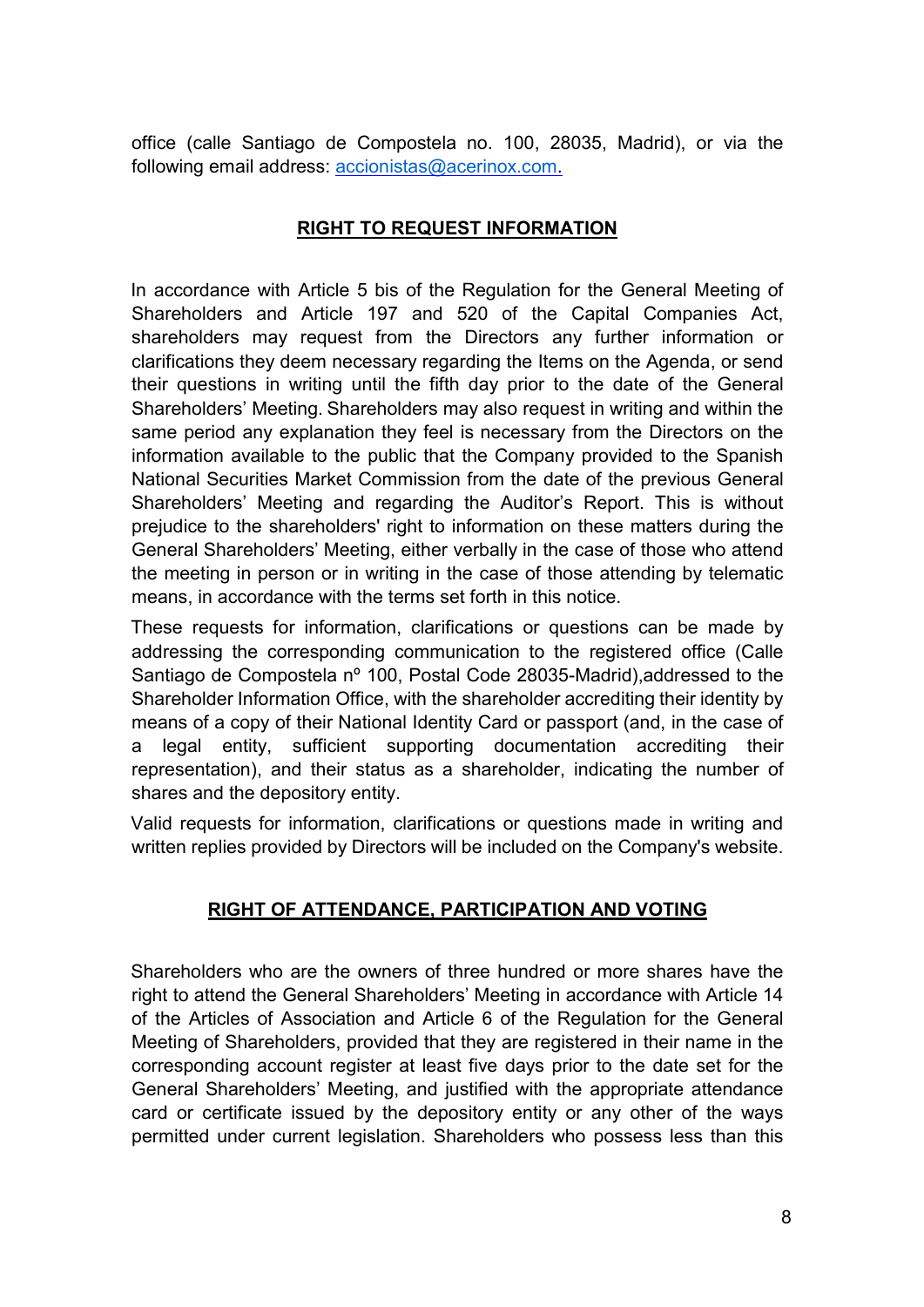office (calle Santiago de Compostela no. 100, 28035, Madrid), or via the following email address: accionistas@acerinox.com.

## RIGHT TO REQUEST INFORMATION

In accordance with Article 5 bis of the Regulation for the General Meeting of Shareholders and Article 197 and 520 of the Capital Companies Act, shareholders may request from the Directors any further information or clarifications they deem necessary regarding the Items on the Agenda, or send their questions in writing until the fifth day prior to the date of the General Shareholders' Meeting. Shareholders may also request in writing and within the same period any explanation they feel is necessary from the Directors on the information available to the public that the Company provided to the Spanish National Securities Market Commission from the date of the previous General Shareholders' Meeting and regarding the Auditor's Report. This is without prejudice to the shareholders' right to information on these matters during the General Shareholders' Meeting, either verbally in the case of those who attend the meeting in person or in writing in the case of those attending by telematic means, in accordance with the terms set forth in this notice.

These requests for information, clarifications or questions can be made by addressing the corresponding communication to the registered office (Calle Santiago de Compostela nº 100, Postal Code 28035-Madrid),addressed to the Shareholder Information Office, with the shareholder accrediting their identity by means of a copy of their National Identity Card or passport (and, in the case of a legal entity, sufficient supporting documentation accrediting their representation), and their status as a shareholder, indicating the number of shares and the depository entity.

Valid requests for information, clarifications or questions made in writing and written replies provided by Directors will be included on the Company's website.

## RIGHT OF ATTENDANCE, PARTICIPATION AND VOTING

Shareholders who are the owners of three hundred or more shares have the right to attend the General Shareholders' Meeting in accordance with Article 14 of the Articles of Association and Article 6 of the Regulation for the General Meeting of Shareholders, provided that they are registered in their name in the corresponding account register at least five days prior to the date set for the General Shareholders' Meeting, and justified with the appropriate attendance card or certificate issued by the depository entity or any other of the ways permitted under current legislation. Shareholders who possess less than this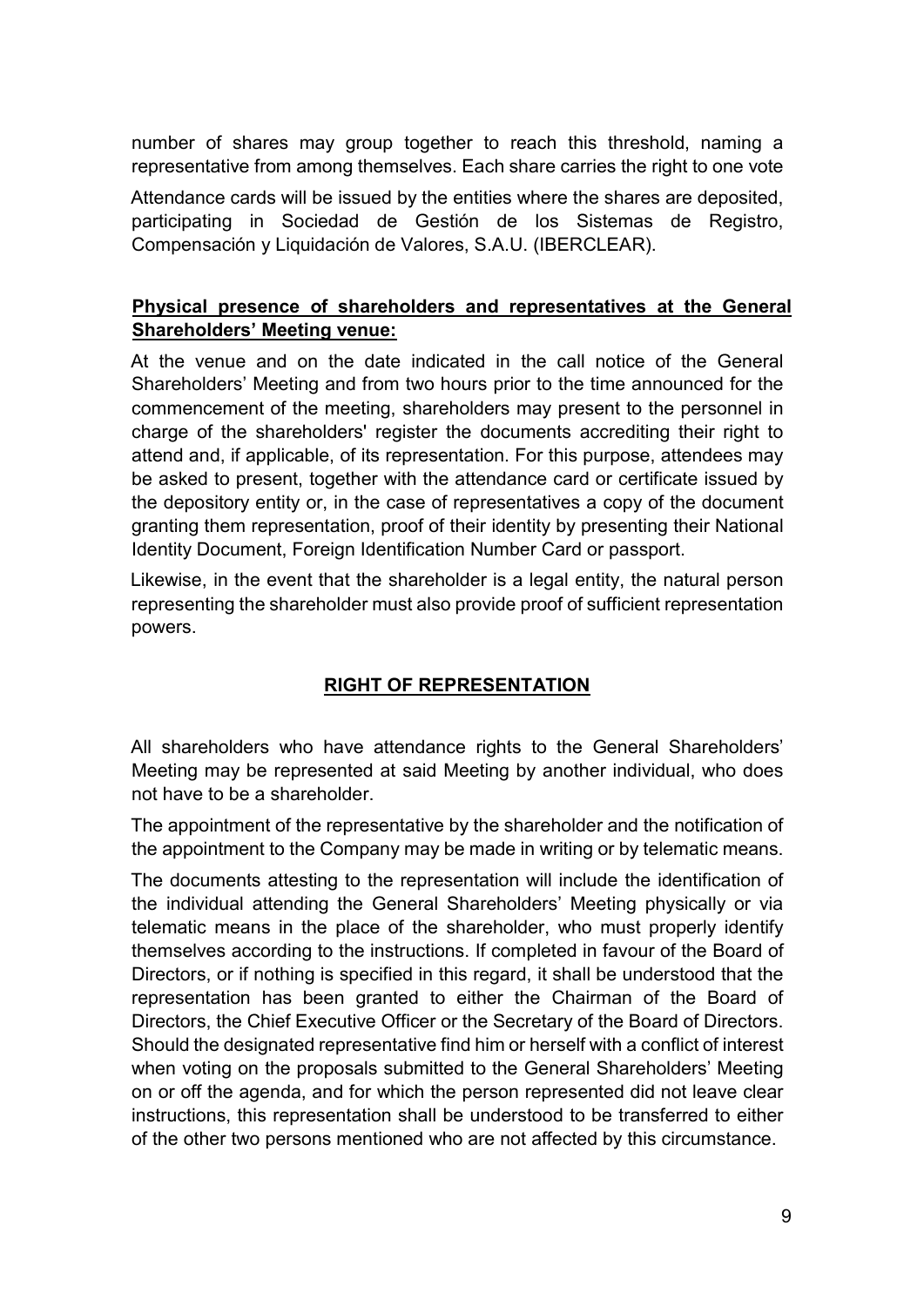number of shares may group together to reach this threshold, naming a representative from among themselves. Each share carries the right to one vote

Attendance cards will be issued by the entities where the shares are deposited, participating in Sociedad de Gestión de los Sistemas de Registro, Compensación y Liquidación de Valores, S.A.U. (IBERCLEAR).

**Physical presence of shareholders and representatives at the General Shareholders' Meeting venue:**

At the venue and on the date indicated in the call notice of the General Shareholders' Meeting and from two hours prior to the time announced for the commencement of the meeting, shareholders may present to the personnel in charge of the shareholders' register the documents accrediting their right to attend and, if applicable, of its representation. For this purpose, attendees may be asked to present, together with the attendance card or certificate issued by the depository entity or, in the case of representatives a copy of the document granting them representation, proof of their identity by presenting their National Identity Document, Foreign Identification Number Card or passport.

Likewise, in the event that the shareholder is a legal entity, the natural person representing the shareholder must also provide proof of sufficient representation powers.

## RIGHT OF REPRESENTATION

All shareholders who have attendance rights to the General Shareholders' Meeting may be represented at said Meeting by another individual, who does not have to be a shareholder.

The appointment of the representative by the shareholder and the notification of the appointment to the Company may be made in writing or by telematic means.

The documents attesting to the representation will include the identification of the individual attending the General Shareholders' Meeting physically or via telematic means in the place of the shareholder, who must properly identify themselves according to the instructions. If completed in favour of the Board of Directors, or if nothing is specified in this regard, it shall be understood that the representation has been granted to either the Chairman of the Board of Directors, the Chief Executive Officer or the Secretary of the Board of Directors. Should the designated representative find him or herself with a conflict of interest when voting on the proposals submitted to the General Shareholders' Meeting on or off the agenda, and for which the person represented did not leave clear instructions, this representation shall be understood to be transferred to either of the other two persons mentioned who are not affected by this circumstance.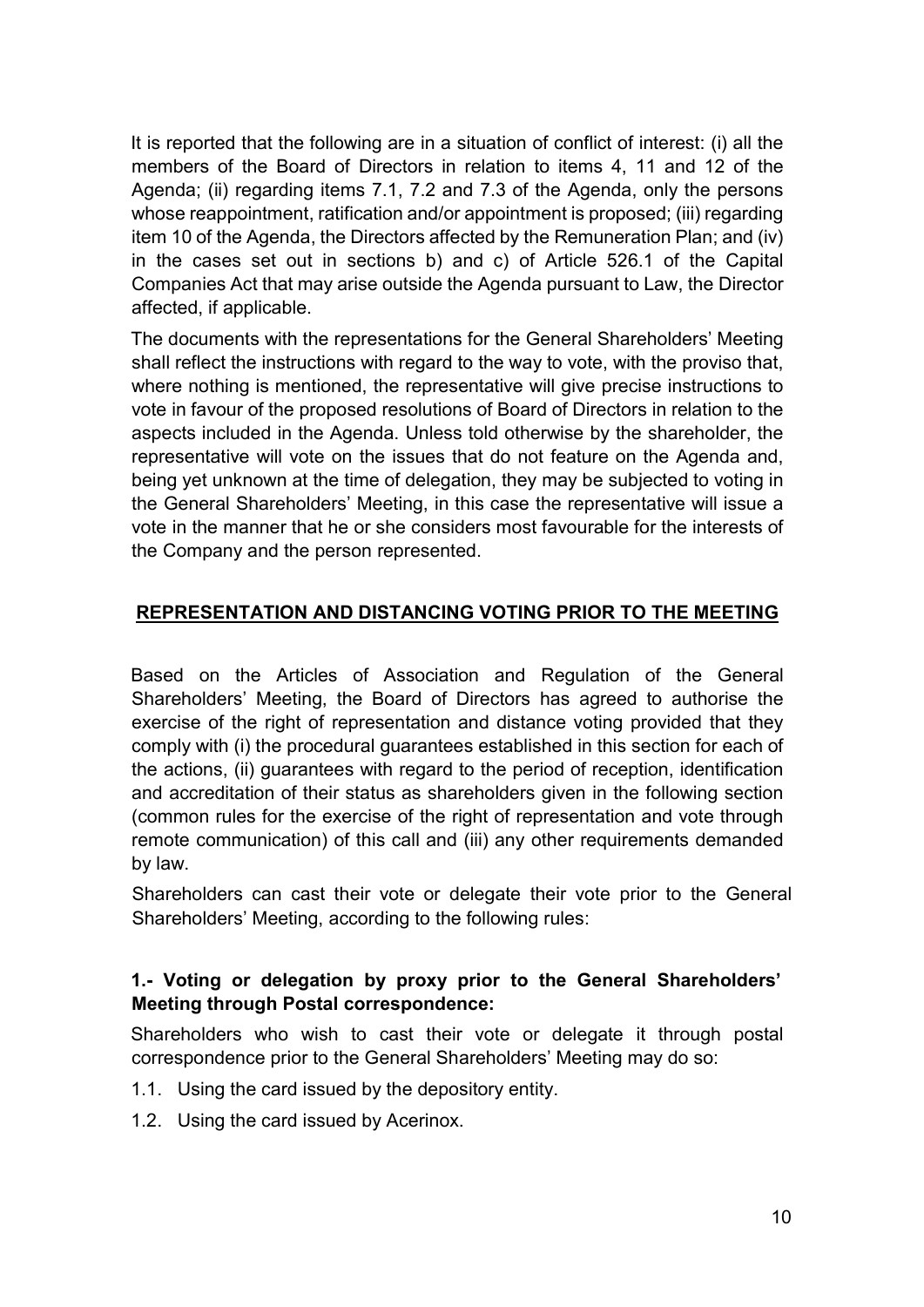It is reported that the following are in a situation of conflict of interest: (i) all the members of the Board of Directors in relation to items 4, 11 and 12 of the Agenda; (ii) regarding items 7.1, 7.2 and 7.3 of the Agenda, only the persons whose reappointment, ratification and/or appointment is proposed; (iii) regarding item 10 of the Agenda, the Directors affected by the Remuneration Plan; and (iv) in the cases set out in sections b) and c) of Article 526.1 of the Capital Companies Act that may arise outside the Agenda pursuant to Law, the Director affected, if applicable.

The documents with the representations for the General Shareholders' Meeting shall reflect the instructions with regard to the way to vote, with the proviso that, where nothing is mentioned, the representative will give precise instructions to vote in favour of the proposed resolutions of Board of Directors in relation to the aspects included in the Agenda. Unless told otherwise by the shareholder, the representative will vote on the issues that do not feature on the Agenda and, being yet unknown at the time of delegation, they may be subjected to voting in the General Shareholders' Meeting, in this case the representative will issue a vote in the manner that he or she considers most favourable for the interests of the Company and the person represented.

## REPRESENTATION AND DISTANCING VOTING PRIOR TO THE MEETING

Based on the Articles of Association and Regulation of the General Shareholders' Meeting, the Board of Directors has agreed to authorise the exercise of the right of representation and distance voting provided that they comply with (i) the procedural guarantees established in this section for each of the actions, (ii) guarantees with regard to the period of reception, identification and accreditation of their status as shareholders given in the following section (common rules for the exercise of the right of representation and vote through remote communication) of this call and (iii) any other requirements demanded by law.

Shareholders can cast their vote or delegate their vote prior to the General Shareholders' Meeting, according to the following rules:

### 1.- Voting or delegation by proxy prior to the General Shareholders' Meeting through Postal correspondence:

Shareholders who wish to cast their vote or delegate it through postal correspondence prior to the General Shareholders' Meeting may do so:

1.1. Using the card issued by the depository entity.

1.2. Using the card issued by Acerinox.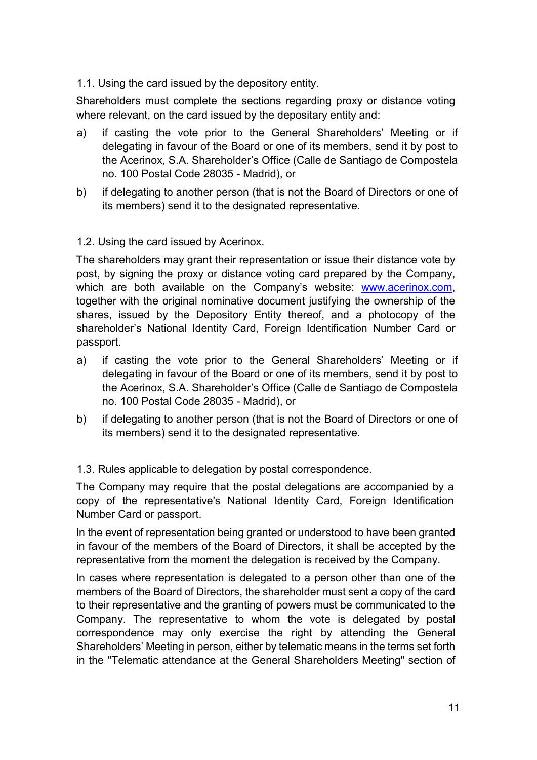1.1. Using the card issued by the depository entity.

Shareholders must complete the sections regarding proxy or distance voting where relevant, on the card issued by the depositary entity and:

a) if casting the vote prior to the General Shareholders' Meeting or if delegating in favour of the Board or one of its members, send it by post to the Acerinox, S.A. Shareholder's Office (Calle de Santiago de Compostela no. 100 Postal Code 28035 - Madrid), or

b) if delegating to another person (that is not the Board of Directors or one of its members) send it to the designated representative.

1.2. Using the card issued by Acerinox.

The shareholders may grant their representation or issue their distance vote by post, by signing the proxy or distance voting card prepared by the Company, which are both available on the Company's website: [www.acerinox.com](http://www.acerinox.com), together with the original nominative document justifying the ownership of the shares, issued by the Depository Entity thereof, and a photocopy of the shareholder's National Identity Card, Foreign Identification Number Card or passport.

a) if casting the vote prior to the General Shareholders' Meeting or if delegating in favour of the Board or one of its members, send it by post to the Acerinox, S.A. Shareholder's Office (Calle de Santiago de Compostela no. 100 Postal Code 28035 - Madrid), or

b) if delegating to another person (that is not the Board of Directors or one of its members) send it to the designated representative.

1.3. Rules applicable to delegation by postal correspondence.

The Company may require that the postal delegations are accompanied by a copy of the representative's National Identity Card, Foreign Identification Number Card or passport.

In the event of representation being granted or understood to have been granted in favour of the members of the Board of Directors, it shall be accepted by the representative from the moment the delegation is received by the Company.

In cases where representation is delegated to a person other than one of the members of the Board of Directors, the shareholder must sent a copy of the card to their representative and the granting of powers must be communicated to the Company. The representative to whom the vote is delegated by postal correspondence may only exercise the right by attending the General Shareholders' Meeting in person, either by telematic means in the terms set forth in the "Telematic attendance at the General Shareholders Meeting" section of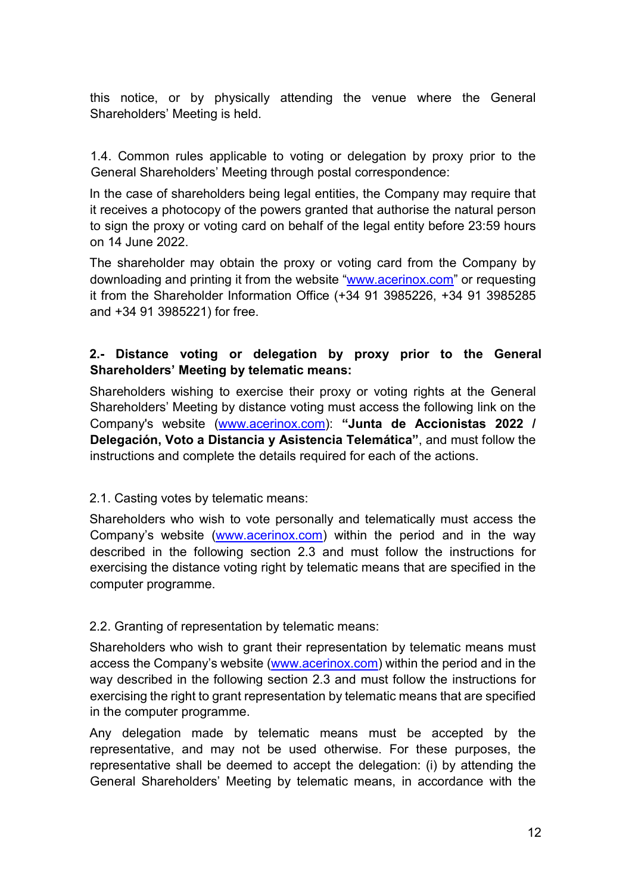this notice, or by physically attending the venue where the General Shareholders' Meeting is held.

1.4. Common rules applicable to voting or delegation by proxy prior to the General Shareholders' Meeting through postal correspondence:

In the case of shareholders being legal entities, the Company may require that it receives a photocopy of the powers granted that authorise the natural person to sign the proxy or voting card on behalf of the legal entity before 23:59 hours on 14 June 2022.

The shareholder may obtain the proxy or voting card from the Company by downloading and printing it from the website "www.acerinox.com" or requesting it from the Shareholder Information Office (+34 91 3985226, +34 91 3985285 and +34 91 3985221) for free.

**2.- Distance voting or delegation by proxy prior to the General Shareholders' Meeting by telematic means:**

Shareholders wishing to exercise their proxy or voting rights at the General Shareholders' Meeting by distance voting must access the following link on the Company's website (www.acerinox.com): **"Junta de Accionistas 2022 / Delegación, Voto a Distancia y Asistencia Telemática"**, and must follow the instructions and complete the details required for each of the actions.

2.1. Casting votes by telematic means:

Shareholders who wish to vote personally and telematically must access the Company's website (www.acerinox.com) within the period and in the way described in the following section 2.3 and must follow the instructions for exercising the distance voting right by telematic means that are specified in the computer programme.

2.2. Granting of representation by telematic means:

Shareholders who wish to grant their representation by telematic means must access the Company's website (www.acerinox.com) within the period and in the way described in the following section 2.3 and must follow the instructions for exercising the right to grant representation by telematic means that are specified in the computer programme.

Any delegation made by telematic means must be accepted by the representative, and may not be used otherwise. For these purposes, the representative shall be deemed to accept the delegation: (i) by attending the General Shareholders' Meeting by telematic means, in accordance with the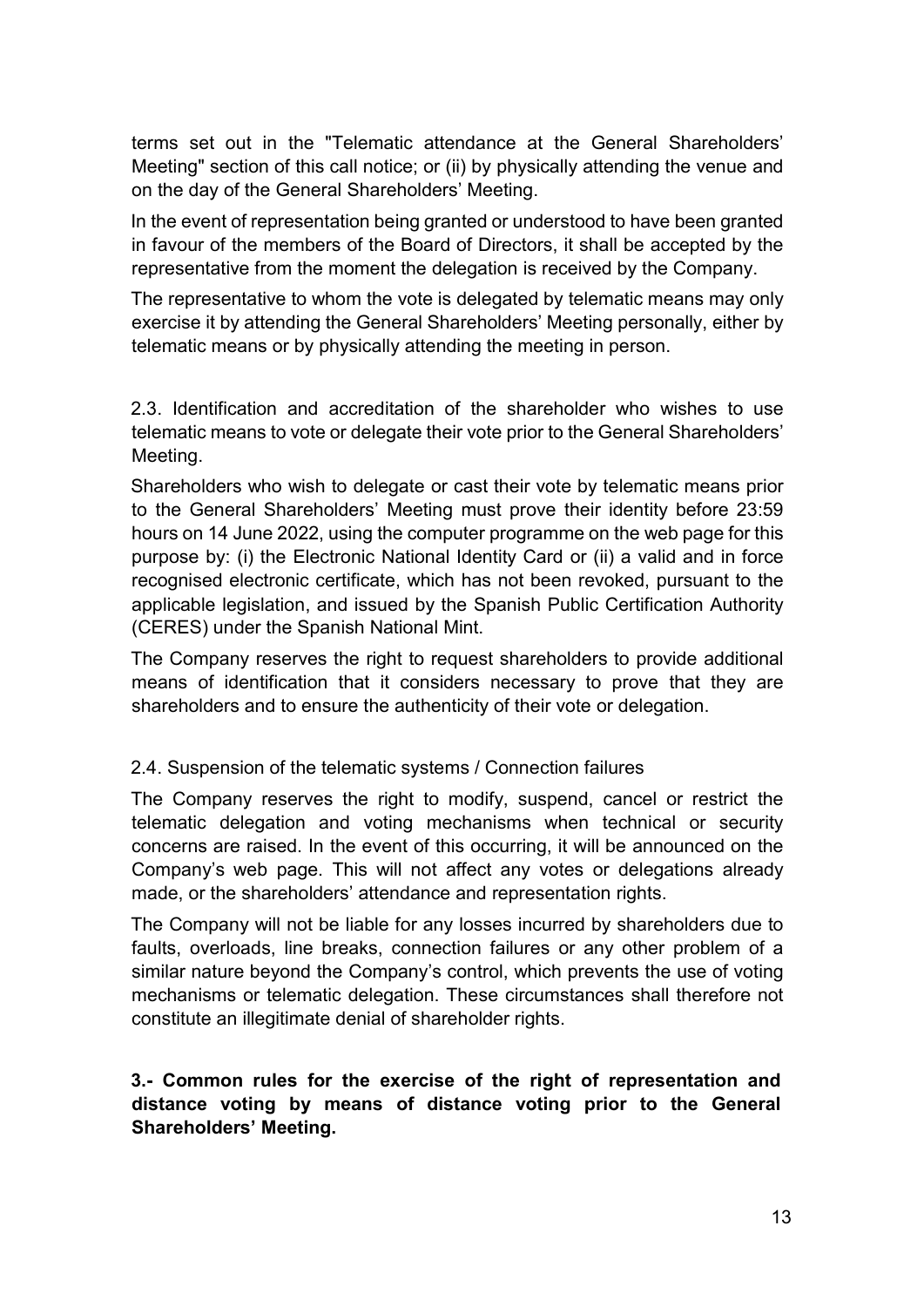terms set out in the "Telematic attendance at the General Shareholders' Meeting" section of this call notice; or (ii) by physically attending the venue and on the day of the General Shareholders' Meeting.

In the event of representation being granted or understood to have been granted in favour of the members of the Board of Directors, it shall be accepted by the representative from the moment the delegation is received by the Company.

The representative to whom the vote is delegated by telematic means may only exercise it by attending the General Shareholders' Meeting personally, either by telematic means or by physically attending the meeting in person.

2.3. Identification and accreditation of the shareholder who wishes to use telematic means to vote or delegate their vote prior to the General Shareholders' Meeting.

Shareholders who wish to delegate or cast their vote by telematic means prior to the General Shareholders' Meeting must prove their identity before 23:59 hours on 14 June 2022, using the computer programme on the web page for this purpose by: (i) the Electronic National Identity Card or (ii) a valid and in force recognised electronic certificate, which has not been revoked, pursuant to the applicable legislation, and issued by the Spanish Public Certification Authority (CERES) under the Spanish National Mint.

The Company reserves the right to request shareholders to provide additional means of identification that it considers necessary to prove that they are shareholders and to ensure the authenticity of their vote or delegation.

2.4. Suspension of the telematic systems / Connection failures

The Company reserves the right to modify, suspend, cancel or restrict the telematic delegation and voting mechanisms when technical or security concerns are raised. In the event of this occurring, it will be announced on the Company's web page. This will not affect any votes or delegations already made, or the shareholders' attendance and representation rights.

The Company will not be liable for any losses incurred by shareholders due to faults, overloads, line breaks, connection failures or any other problem of a similar nature beyond the Company's control, which prevents the use of voting mechanisms or telematic delegation. These circumstances shall therefore not constitute an illegitimate denial of shareholder rights.

**3.- Common rules for the exercise of the right of representation and distance voting by means of distance voting prior to the General Shareholders' Meeting.**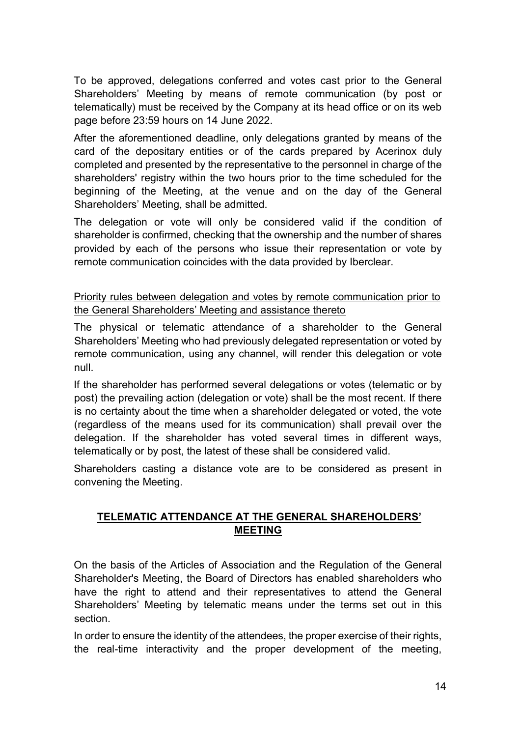To be approved, delegations conferred and votes cast prior to the General Shareholders' Meeting by means of remote communication (by post or telematically) must be received by the Company at its head office or on its web page before 23:59 hours on 14 June 2022.

After the aforementioned deadline, only delegations granted by means of the card of the depositary entities or of the cards prepared by Acerinox duly completed and presented by the representative to the personnel in charge of the shareholders' registry within the two hours prior to the time scheduled for the beginning of the Meeting, at the venue and on the day of the General Shareholders' Meeting, shall be admitted.

The delegation or vote will only be considered valid if the condition of shareholder is confirmed, checking that the ownership and the number of shares provided by each of the persons who issue their representation or vote by remote communication coincides with the data provided by Iberclear.

<u>Priority rules between delegation and votes by remote communication prior to the General Shareholders' Meeting and assistance thereto</u>

The physical or telematic attendance of a shareholder to the General Shareholders' Meeting who had previously delegated representation or voted by remote communication, using any channel, will render this delegation or vote null.

If the shareholder has performed several delegations or votes (telematic or by post) the prevailing action (delegation or vote) shall be the most recent. If there is no certainty about the time when a shareholder delegated or voted, the vote (regardless of the means used for its communication) shall prevail over the delegation. If the shareholder has voted several times in different ways, telematically or by post, the latest of these shall be considered valid.

Shareholders casting a distance vote are to be considered as present in convening the Meeting.

## TELEMATIC ATTENDANCE AT THE GENERAL SHAREHOLDERS' MEETING

On the basis of the Articles of Association and the Regulation of the General Shareholder's Meeting, the Board of Directors has enabled shareholders who have the right to attend and their representatives to attend the General Shareholders' Meeting by telematic means under the terms set out in this section.

In order to ensure the identity of the attendees, the proper exercise of their rights, the real-time interactivity and the proper development of the meeting,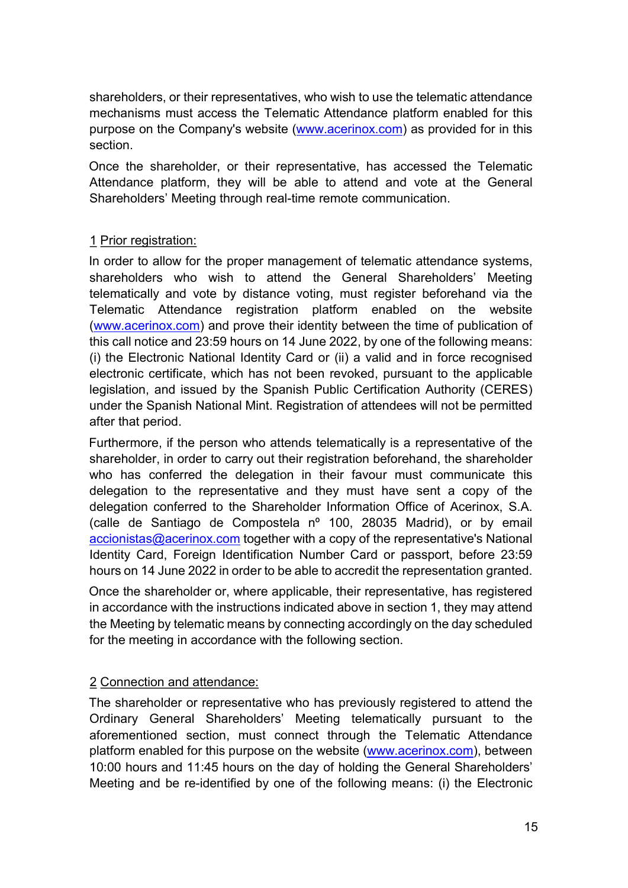shareholders, or their representatives, who wish to use the telematic attendance mechanisms must access the Telematic Attendance platform enabled for this purpose on the Company's website (www.acerinox.com) as provided for in this section.

Once the shareholder, or their representative, has accessed the Telematic Attendance platform, they will be able to attend and vote at the General Shareholders' Meeting through real-time remote communication.

1 Prior registration:

In order to allow for the proper management of telematic attendance systems, shareholders who wish to attend the General Shareholders' Meeting telematically and vote by distance voting, must register beforehand via the Telematic Attendance registration platform enabled on the website (www.acerinox.com) and prove their identity between the time of publication of this call notice and 23:59 hours on 14 June 2022, by one of the following means: (i) the Electronic National Identity Card or (ii) a valid and in force recognised electronic certificate, which has not been revoked, pursuant to the applicable legislation, and issued by the Spanish Public Certification Authority (CERES) under the Spanish National Mint. Registration of attendees will not be permitted after that period.

Furthermore, if the person who attends telematically is a representative of the shareholder, in order to carry out their registration beforehand, the shareholder who has conferred the delegation in their favour must communicate this delegation to the representative and they must have sent a copy of the delegation conferred to the Shareholder Information Office of Acerinox, S.A. (calle de Santiago de Compostela nº 100, 28035 Madrid), or by email accionistas@acerinox.com together with a copy of the representative's National Identity Card, Foreign Identification Number Card or passport, before 23:59 hours on 14 June 2022 in order to be able to accredit the representation granted.

Once the shareholder or, where applicable, their representative, has registered in accordance with the instructions indicated above in section 1, they may attend the Meeting by telematic means by connecting accordingly on the day scheduled for the meeting in accordance with the following section.

2 Connection and attendance:

The shareholder or representative who has previously registered to attend the Ordinary General Shareholders' Meeting telematically pursuant to the aforementioned section, must connect through the Telematic Attendance platform enabled for this purpose on the website (www.acerinox.com), between 10:00 hours and 11:45 hours on the day of holding the General Shareholders' Meeting and be re-identified by one of the following means: (i) the Electronic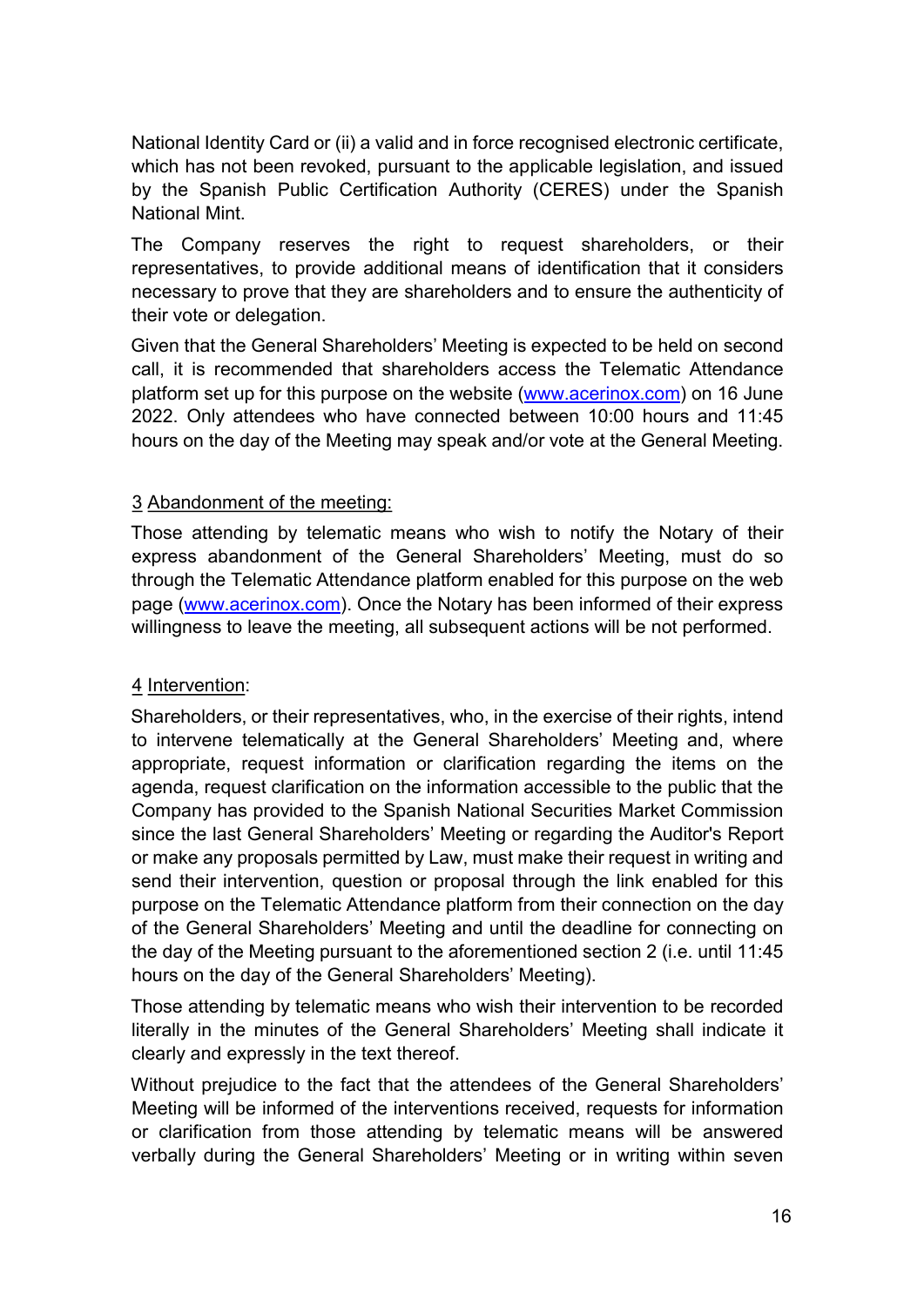National Identity Card or (ii) a valid and in force recognised electronic certificate, which has not been revoked, pursuant to the applicable legislation, and issued by the Spanish Public Certification Authority (CERES) under the Spanish National Mint.

The Company reserves the right to request shareholders, or their representatives, to provide additional means of identification that it considers necessary to prove that they are shareholders and to ensure the authenticity of their vote or delegation.

Given that the General Shareholders' Meeting is expected to be held on second call, it is recommended that shareholders access the Telematic Attendance platform set up for this purpose on the website ([www.acerinox.com](http://www.acerinox.com)) on 16 June 2022. Only attendees who have connected between 10:00 hours and 11:45 hours on the day of the Meeting may speak and/or vote at the General Meeting.

3 Abandonment of the meeting:

Those attending by telematic means who wish to notify the Notary of their express abandonment of the General Shareholders' Meeting, must do so through the Telematic Attendance platform enabled for this purpose on the web page ([www.acerinox.com](http://www.acerinox.com)). Once the Notary has been informed of their express willingness to leave the meeting, all subsequent actions will be not performed.

4 Intervention:

Shareholders, or their representatives, who, in the exercise of their rights, intend to intervene telematically at the General Shareholders' Meeting and, where appropriate, request information or clarification regarding the items on the agenda, request clarification on the information accessible to the public that the Company has provided to the Spanish National Securities Market Commission since the last General Shareholders' Meeting or regarding the Auditor's Report or make any proposals permitted by Law, must make their request in writing and send their intervention, question or proposal through the link enabled for this purpose on the Telematic Attendance platform from their connection on the day of the General Shareholders' Meeting and until the deadline for connecting on the day of the Meeting pursuant to the aforementioned section 2 (i.e. until 11:45 hours on the day of the General Shareholders' Meeting).

Those attending by telematic means who wish their intervention to be recorded literally in the minutes of the General Shareholders' Meeting shall indicate it clearly and expressly in the text thereof.

Without prejudice to the fact that the attendees of the General Shareholders' Meeting will be informed of the interventions received, requests for information or clarification from those attending by telematic means will be answered verbally during the General Shareholders' Meeting or in writing within seven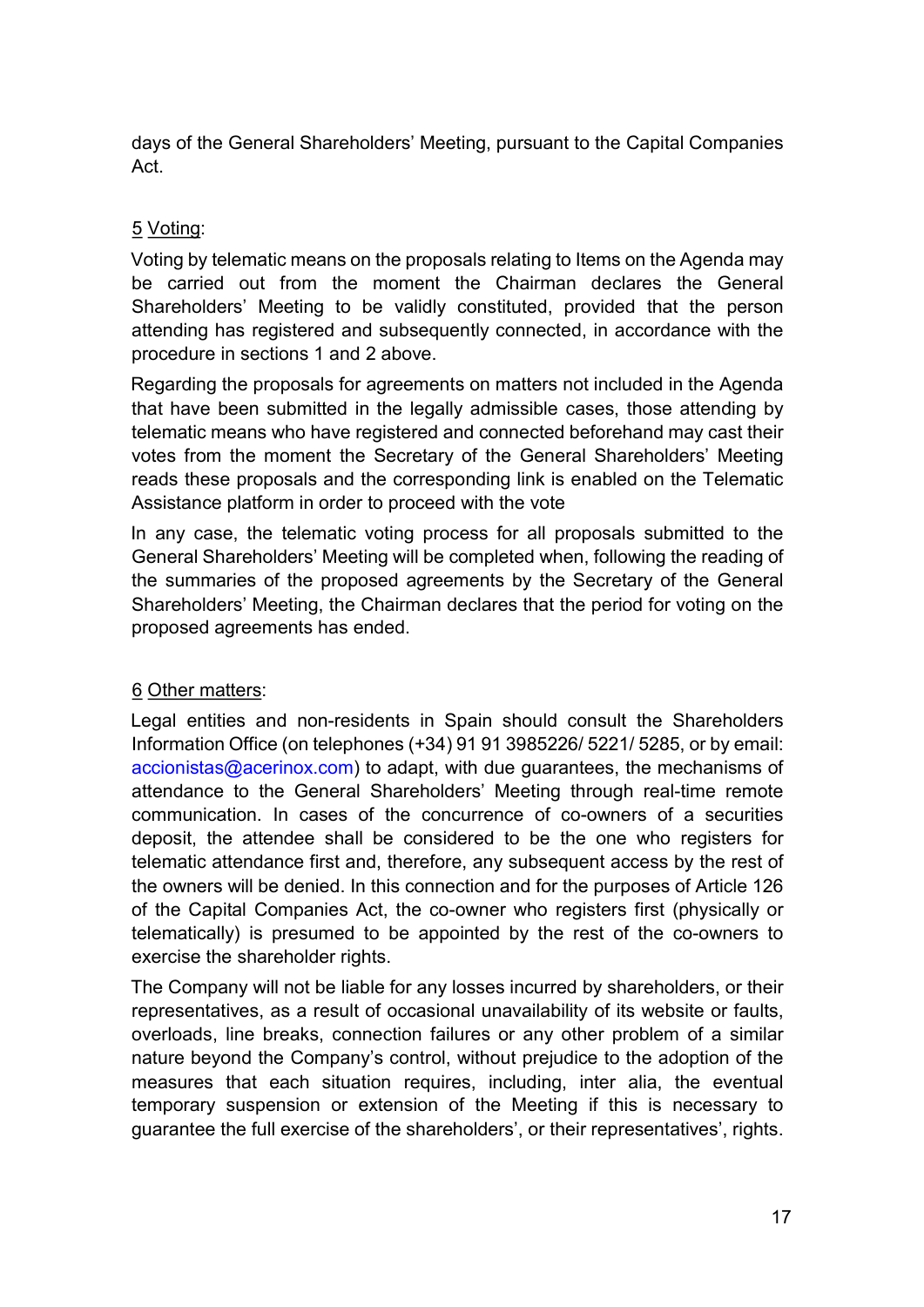days of the General Shareholders' Meeting, pursuant to the Capital Companies Act.

5 Voting:

Voting by telematic means on the proposals relating to Items on the Agenda may be carried out from the moment the Chairman declares the General Shareholders' Meeting to be validly constituted, provided that the person attending has registered and subsequently connected, in accordance with the procedure in sections 1 and 2 above.

Regarding the proposals for agreements on matters not included in the Agenda that have been submitted in the legally admissible cases, those attending by telematic means who have registered and connected beforehand may cast their votes from the moment the Secretary of the General Shareholders' Meeting reads these proposals and the corresponding link is enabled on the Telematic Assistance platform in order to proceed with the vote

In any case, the telematic voting process for all proposals submitted to the General Shareholders' Meeting will be completed when, following the reading of the summaries of the proposed agreements by the Secretary of the General Shareholders' Meeting, the Chairman declares that the period for voting on the proposed agreements has ended.

6 Other matters:

Legal entities and non-residents in Spain should consult the Shareholders Information Office (on telephones (+34) 91 91 3985226/ 5221/ 5285, or by email: accionistas@acerinox.com) to adapt, with due guarantees, the mechanisms of attendance to the General Shareholders' Meeting through real-time remote communication. In cases of the concurrence of co-owners of a securities deposit, the attendee shall be considered to be the one who registers for telematic attendance first and, therefore, any subsequent access by the rest of the owners will be denied. In this connection and for the purposes of Article 126 of the Capital Companies Act, the co-owner who registers first (physically or telematically) is presumed to be appointed by the rest of the co-owners to exercise the shareholder rights.

The Company will not be liable for any losses incurred by shareholders, or their representatives, as a result of occasional unavailability of its website or faults, overloads, line breaks, connection failures or any other problem of a similar nature beyond the Company's control, without prejudice to the adoption of the measures that each situation requires, including, inter alia, the eventual temporary suspension or extension of the Meeting if this is necessary to guarantee the full exercise of the shareholders', or their representatives', rights.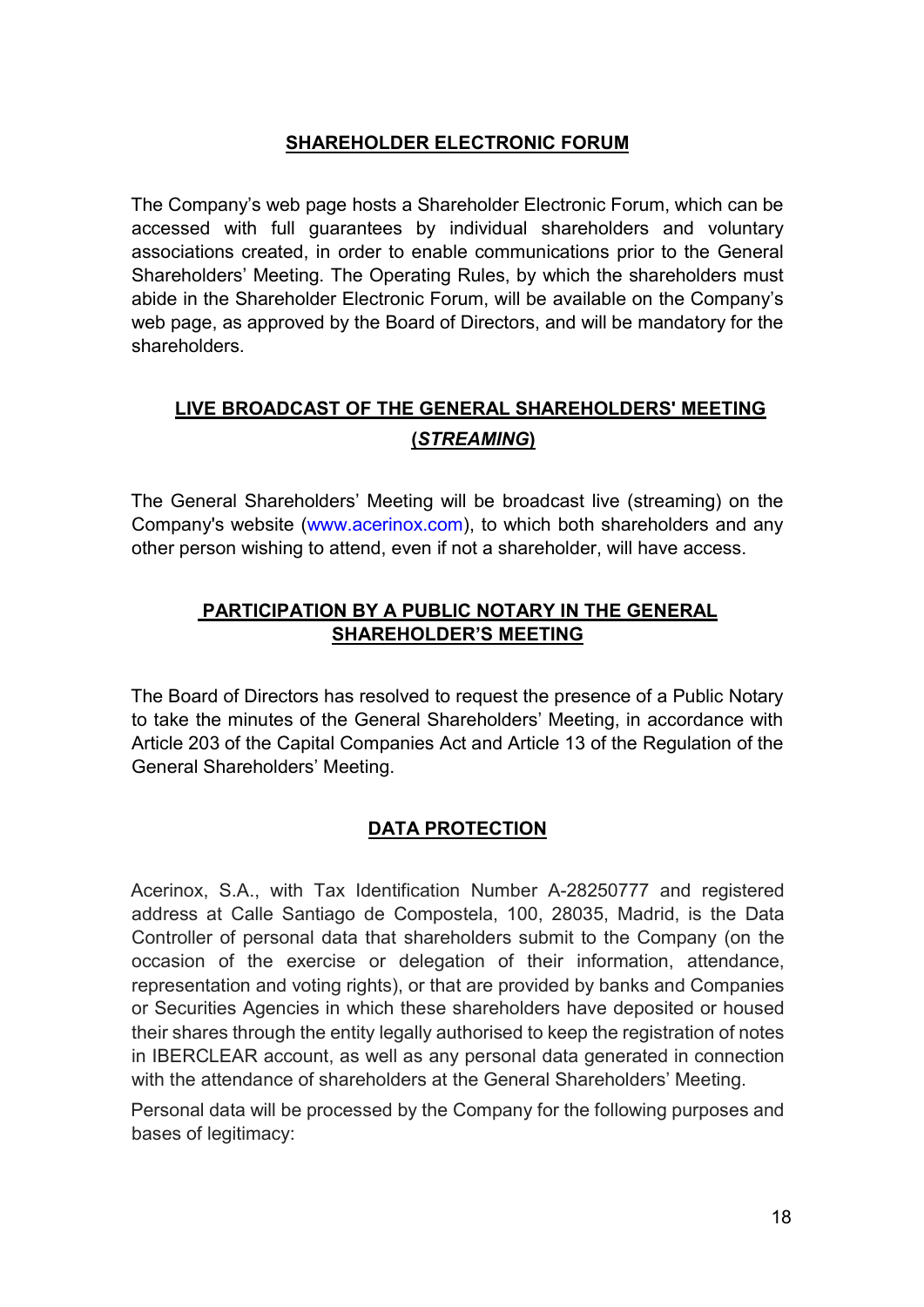## SHAREHOLDER ELECTRONIC FORUM

The Company's web page hosts a Shareholder Electronic Forum, which can be accessed with full guarantees by individual shareholders and voluntary associations created, in order to enable communications prior to the General Shareholders' Meeting. The Operating Rules, by which the shareholders must abide in the Shareholder Electronic Forum, will be available on the Company's web page, as approved by the Board of Directors, and will be mandatory for the shareholders.

## LIVE BROADCAST OF THE GENERAL SHAREHOLDERS' MEETING (*STREAMING*)

The General Shareholders' Meeting will be broadcast live (streaming) on the Company's website (www.acerinox.com), to which both shareholders and any other person wishing to attend, even if not a shareholder, will have access.

## PARTICIPATION BY A PUBLIC NOTARY IN THE GENERAL SHAREHOLDER'S MEETING

The Board of Directors has resolved to request the presence of a Public Notary to take the minutes of the General Shareholders' Meeting, in accordance with Article 203 of the Capital Companies Act and Article 13 of the Regulation of the General Shareholders' Meeting.

## DATA PROTECTION

Acerinox, S.A., with Tax Identification Number A-28250777 and registered address at Calle Santiago de Compostela, 100, 28035, Madrid, is the Data Controller of personal data that shareholders submit to the Company (on the occasion of the exercise or delegation of their information, attendance, representation and voting rights), or that are provided by banks and Companies or Securities Agencies in which these shareholders have deposited or housed their shares through the entity legally authorised to keep the registration of notes in IBERCLEAR account, as well as any personal data generated in connection with the attendance of shareholders at the General Shareholders' Meeting.

Personal data will be processed by the Company for the following purposes and bases of legitimacy: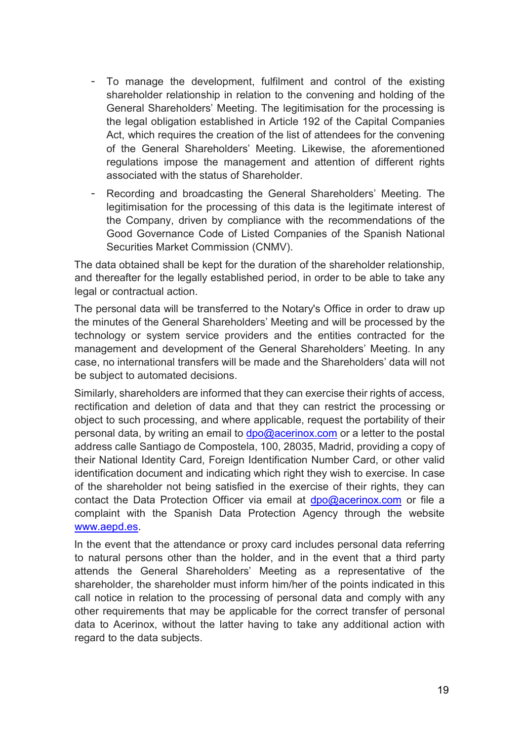- To manage the development, fulfilment and control of the existing shareholder relationship in relation to the convening and holding of the General Shareholders' Meeting. The legitimisation for the processing is the legal obligation established in Article 192 of the Capital Companies Act, which requires the creation of the list of attendees for the convening of the General Shareholders' Meeting. Likewise, the aforementioned regulations impose the management and attention of different rights associated with the status of Shareholder.
- Recording and broadcasting the General Shareholders' Meeting. The legitimisation for the processing of this data is the legitimate interest of the Company, driven by compliance with the recommendations of the Good Governance Code of Listed Companies of the Spanish National Securities Market Commission (CNMV).

The data obtained shall be kept for the duration of the shareholder relationship, and thereafter for the legally established period, in order to be able to take any legal or contractual action.

The personal data will be transferred to the Notary's Office in order to draw up the minutes of the General Shareholders' Meeting and will be processed by the technology or system service providers and the entities contracted for the management and development of the General Shareholders' Meeting. In any case, no international transfers will be made and the Shareholders' data will not be subject to automated decisions.

Similarly, shareholders are informed that they can exercise their rights of access, rectification and deletion of data and that they can restrict the processing or object to such processing, and where applicable, request the portability of their personal data, by writing an email to dpo@acerinox.com or a letter to the postal address calle Santiago de Compostela, 100, 28035, Madrid, providing a copy of their National Identity Card, Foreign Identification Number Card, or other valid identification document and indicating which right they wish to exercise. In case of the shareholder not being satisfied in the exercise of their rights, they can contact the Data Protection Officer via email at dpo@acerinox.com or file a complaint with the Spanish Data Protection Agency through the website www.aepd.es.

In the event that the attendance or proxy card includes personal data referring to natural persons other than the holder, and in the event that a third party attends the General Shareholders' Meeting as a representative of the shareholder, the shareholder must inform him/her of the points indicated in this call notice in relation to the processing of personal data and comply with any other requirements that may be applicable for the correct transfer of personal data to Acerinox, without the latter having to take any additional action with regard to the data subjects.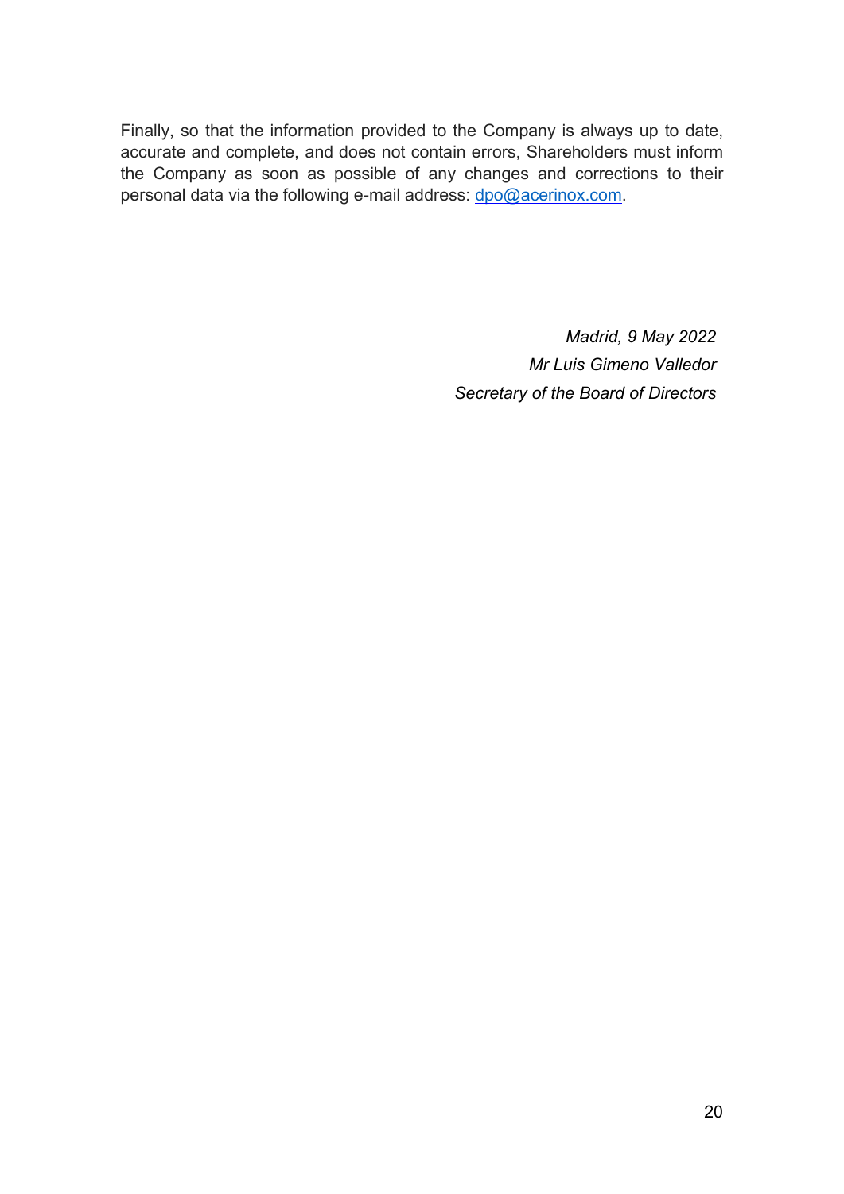Finally, so that the information provided to the Company is always up to date, accurate and complete, and does not contain errors, Shareholders must inform the Company as soon as possible of any changes and corrections to their personal data via the following e-mail address: dpo@acerinox.com.

*Madrid, 9 May 2022*

*Mr Luis Gimeno Valledor*

*Secretary of the Board of Directors*